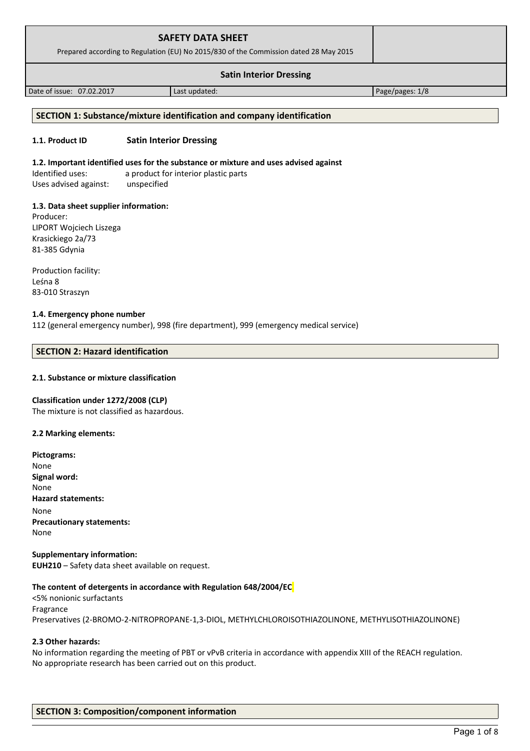| SAFETY DATA SHEET<br>Prepared according to Regulation (EU) No 2015/830 of the Commission dated 28 May 2015 | | |
|---|---|---|
| **Satin Interior Dressing** | | |
| Date of issue: 07.02.2017 | Last updated: | Page/pages: 1/8 |

## SECTION 1: Substance/mixture identification and company identification

**1.1. Product ID** **Satin Interior Dressing**

**1.2. Important identified uses for the substance or mixture and uses advised against**

Identified uses: a product for interior plastic parts
Uses advised against: unspecified

**1.3. Data sheet supplier information:**

Producer:
LIPORT Wojciech Liszega
Krasickiego 2a/73
81-385 Gdynia

Production facility:
Leśna 8
83-010 Straszyn

**1.4. Emergency phone number**

112 (general emergency number), 998 (fire department), 999 (emergency medical service)

## SECTION 2: Hazard identification

**2.1. Substance or mixture classification**

**Classification under 1272/2008 (CLP)**

The mixture is not classified as hazardous.

**2.2 Marking elements:**

**Pictograms:**
None
**Signal word:**
None
**Hazard statements:**
None
**Precautionary statements:**
None

**Supplementary information:**
**EUH210** – Safety data sheet available on request.

**The content of detergents in accordance with Regulation 648/2004/EC**

<5% nonionic surfactants
Fragrance
Preservatives (2-BROMO-2-NITROPROPANE-1,3-DIOL, METHYLCHLOROISOTHIAZOLINONE, METHYLISOTHIAZOLINONE)

**2.3 Other hazards:**

No information regarding the meeting of PBT or vPvB criteria in accordance with appendix XIII of the REACH regulation.
No appropriate research has been carried out on this product.

## SECTION 3: Composition/component information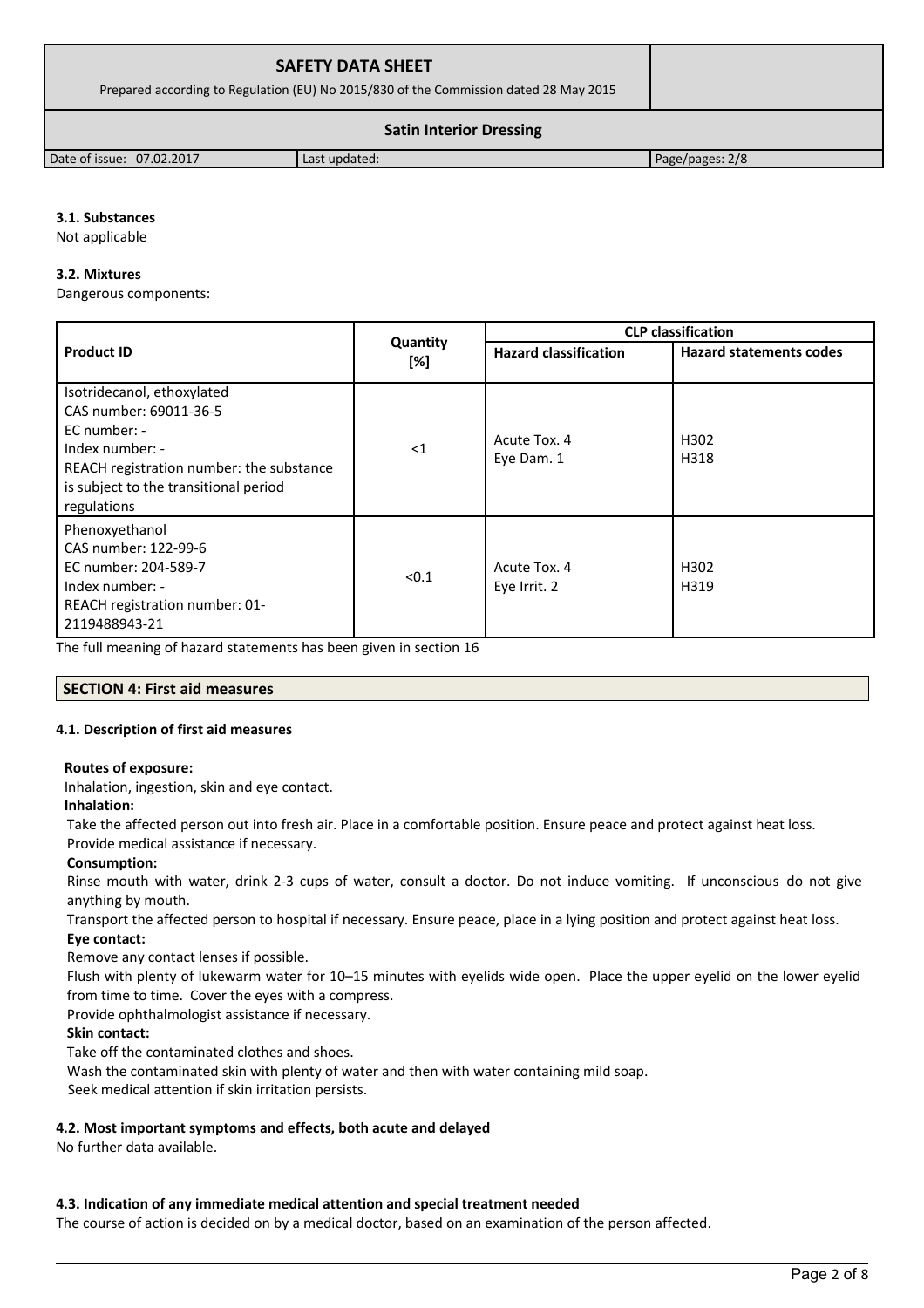### 3.1. Substances

Not applicable

### 3.2. Mixtures

Dangerous components:

| Product ID | Quantity [%] | CLP classification | |
|---|---|---|---|
| | | Hazard classification | Hazard statements codes |
| Isotridecanol, ethoxylated<br>CAS number: 69011-36-5<br>EC number: -<br>Index number: -<br>REACH registration number: the substance is subject to the transitional period regulations | <1 | Acute Tox. 4<br>Eye Dam. 1 | H302<br>H318 |
| Phenoxyethanol<br>CAS number: 122-99-6<br>EC number: 204-589-7<br>Index number: -<br>REACH registration number: 01-2119488943-21 | <0.1 | Acute Tox. 4<br>Eye Irrit. 2 | H302<br>H319 |

The full meaning of hazard statements has been given in section 16

## SECTION 4: First aid measures

### 4.1. Description of first aid measures

**Routes of exposure:**

Inhalation, ingestion, skin and eye contact.

**Inhalation:**

Take the affected person out into fresh air. Place in a comfortable position. Ensure peace and protect against heat loss. Provide medical assistance if necessary.

**Consumption:**

Rinse mouth with water, drink 2-3 cups of water, consult a doctor. Do not induce vomiting. If unconscious do not give anything by mouth.

Transport the affected person to hospital if necessary. Ensure peace, place in a lying position and protect against heat loss.

**Eye contact:**

Remove any contact lenses if possible.

Flush with plenty of lukewarm water for 10–15 minutes with eyelids wide open. Place the upper eyelid on the lower eyelid from time to time. Cover the eyes with a compress.

Provide ophthalmologist assistance if necessary.

**Skin contact:**

Take off the contaminated clothes and shoes.

Wash the contaminated skin with plenty of water and then with water containing mild soap.

Seek medical attention if skin irritation persists.

### 4.2. Most important symptoms and effects, both acute and delayed

No further data available.

### 4.3. Indication of any immediate medical attention and special treatment needed

The course of action is decided on by a medical doctor, based on an examination of the person affected.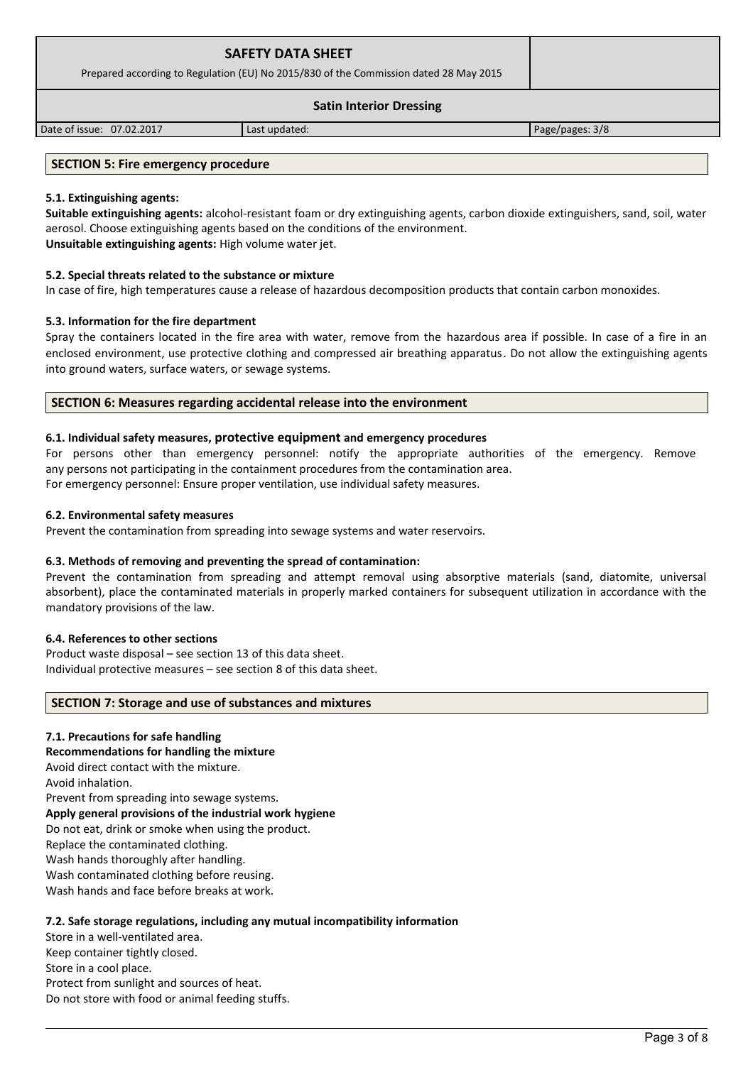## SECTION 5: Fire emergency procedure

### 5.1. Extinguishing agents:

**Suitable extinguishing agents:** alcohol-resistant foam or dry extinguishing agents, carbon dioxide extinguishers, sand, soil, water aerosol. Choose extinguishing agents based on the conditions of the environment.
**Unsuitable extinguishing agents:** High volume water jet.

### 5.2. Special threats related to the substance or mixture

In case of fire, high temperatures cause a release of hazardous decomposition products that contain carbon monoxides.

### 5.3. Information for the fire department

Spray the containers located in the fire area with water, remove from the hazardous area if possible. In case of a fire in an enclosed environment, use protective clothing and compressed air breathing apparatus. Do not allow the extinguishing agents into ground waters, surface waters, or sewage systems.

## SECTION 6: Measures regarding accidental release into the environment

### 6.1. Individual safety measures, protective equipment and emergency procedures

For persons other than emergency personnel: notify the appropriate authorities of the emergency. Remove any persons not participating in the containment procedures from the contamination area.
For emergency personnel: Ensure proper ventilation, use individual safety measures.

### 6.2. Environmental safety measures

Prevent the contamination from spreading into sewage systems and water reservoirs.

### 6.3. Methods of removing and preventing the spread of contamination:

Prevent the contamination from spreading and attempt removal using absorptive materials (sand, diatomite, universal absorbent), place the contaminated materials in properly marked containers for subsequent utilization in accordance with the mandatory provisions of the law.

### 6.4. References to other sections

Product waste disposal – see section 13 of this data sheet.
Individual protective measures – see section 8 of this data sheet.

## SECTION 7: Storage and use of substances and mixtures

### 7.1. Precautions for safe handling

**Recommendations for handling the mixture**

Avoid direct contact with the mixture.
Avoid inhalation.
Prevent from spreading into sewage systems.

**Apply general provisions of the industrial work hygiene**

Do not eat, drink or smoke when using the product.
Replace the contaminated clothing.
Wash hands thoroughly after handling.
Wash contaminated clothing before reusing.
Wash hands and face before breaks at work.

### 7.2. Safe storage regulations, including any mutual incompatibility information

Store in a well-ventilated area.
Keep container tightly closed.
Store in a cool place.
Protect from sunlight and sources of heat.
Do not store with food or animal feeding stuffs.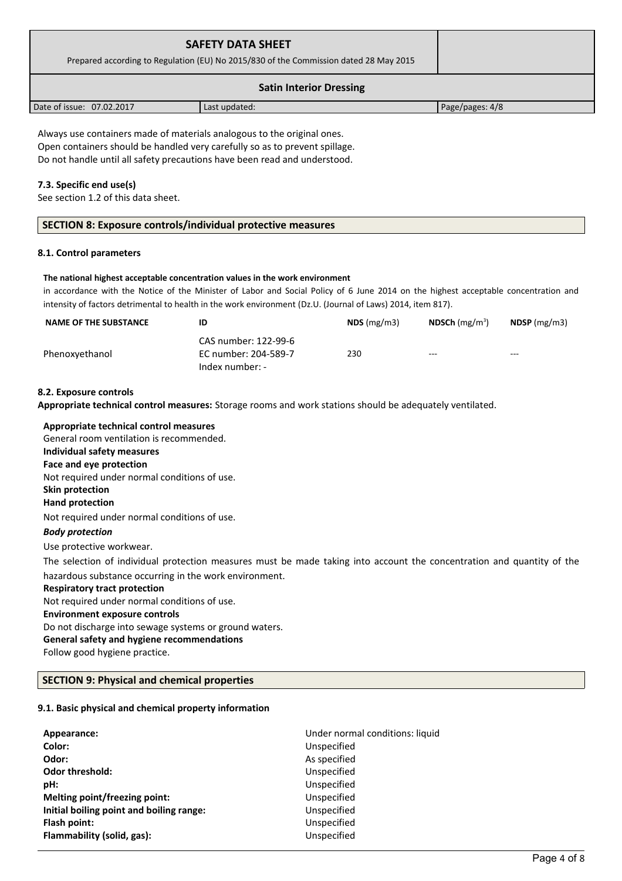Always use containers made of materials analogous to the original ones.
Open containers should be handled very carefully so as to prevent spillage.
Do not handle until all safety precautions have been read and understood.

**7.3. Specific end use(s)**

See section 1.2 of this data sheet.

## SECTION 8: Exposure controls/individual protective measures

**8.1. Control parameters**

**The national highest acceptable concentration values in the work environment**

in accordance with the Notice of the Minister of Labor and Social Policy of 6 June 2014 on the highest acceptable concentration and intensity of factors detrimental to health in the work environment (Dz.U. (Journal of Laws) 2014, item 817).

| NAME OF THE SUBSTANCE | ID | NDS (mg/m3) | NDSCh (mg/m$^3$) | NDSP (mg/m3) |
|---|---|---|---|---|
| Phenoxyethanol | CAS number: 122-99-6<br>EC number: 204-589-7<br>Index number: - | 230 | --- | --- |

**8.2. Exposure controls**

**Appropriate technical control measures:** Storage rooms and work stations should be adequately ventilated.

**Appropriate technical control measures**
General room ventilation is recommended.
**Individual safety measures**
**Face and eye protection**
Not required under normal conditions of use.
**Skin protection**
**Hand protection**
Not required under normal conditions of use.
***Body protection***
Use protective workwear.
The selection of individual protection measures must be made taking into account the concentration and quantity of the hazardous substance occurring in the work environment.
**Respiratory tract protection**
Not required under normal conditions of use.
**Environment exposure controls**
Do not discharge into sewage systems or ground waters.
**General safety and hygiene recommendations**
Follow good hygiene practice.

## SECTION 9: Physical and chemical properties

**9.1. Basic physical and chemical property information**

| | |
|---|---|
| **Appearance:** | Under normal conditions: liquid |
| **Color:** | Unspecified |
| **Odor:** | As specified |
| **Odor threshold:** | Unspecified |
| **pH:** | Unspecified |
| **Melting point/freezing point:** | Unspecified |
| **Initial boiling point and boiling range:** | Unspecified |
| **Flash point:** | Unspecified |
| **Flammability (solid, gas):** | Unspecified |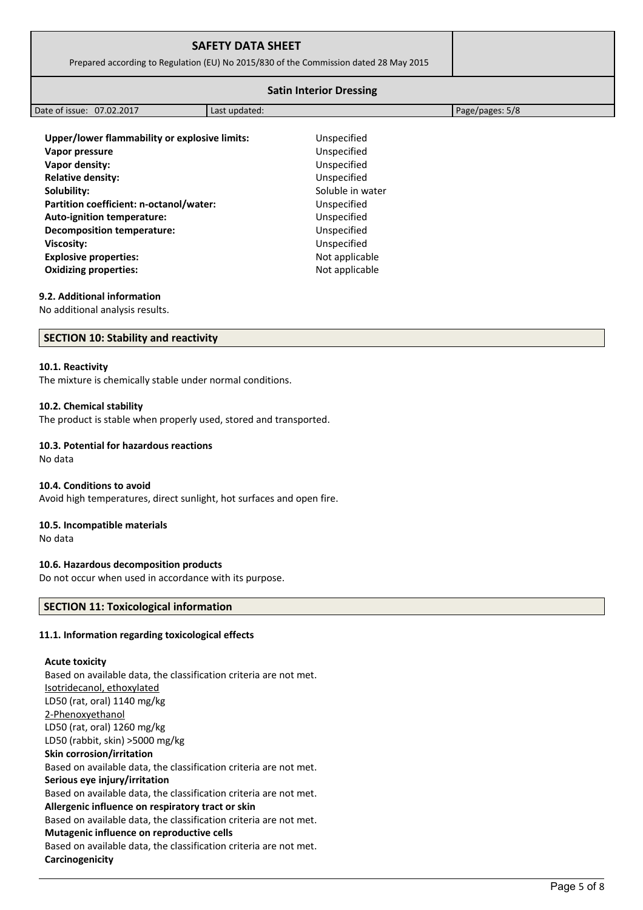| Property | Value |
|---|---|
| **Upper/lower flammability or explosive limits:** | Unspecified |
| **Vapor pressure** | Unspecified |
| **Vapor density:** | Unspecified |
| **Relative density:** | Unspecified |
| **Solubility:** | Soluble in water |
| **Partition coefficient: n-octanol/water:** | Unspecified |
| **Auto-ignition temperature:** | Unspecified |
| **Decomposition temperature:** | Unspecified |
| **Viscosity:** | Unspecified |
| **Explosive properties:** | Not applicable |
| **Oxidizing properties:** | Not applicable |

### 9.2. Additional information

No additional analysis results.

## SECTION 10: Stability and reactivity

### 10.1. Reactivity

The mixture is chemically stable under normal conditions.

### 10.2. Chemical stability

The product is stable when properly used, stored and transported.

### 10.3. Potential for hazardous reactions

No data

### 10.4. Conditions to avoid

Avoid high temperatures, direct sunlight, hot surfaces and open fire.

### 10.5. Incompatible materials

No data

### 10.6. Hazardous decomposition products

Do not occur when used in accordance with its purpose.

## SECTION 11: Toxicological information

### 11.1. Information regarding toxicological effects

**Acute toxicity**

Based on available data, the classification criteria are not met.

Isotridecanol, ethoxylated

LD50 (rat, oral) 1140 mg/kg

2-Phenoxyethanol

LD50 (rat, oral) 1260 mg/kg

LD50 (rabbit, skin) >5000 mg/kg

**Skin corrosion/irritation**

Based on available data, the classification criteria are not met.

**Serious eye injury/irritation**

Based on available data, the classification criteria are not met.

**Allergenic influence on respiratory tract or skin**

Based on available data, the classification criteria are not met.

**Mutagenic influence on reproductive cells**

Based on available data, the classification criteria are not met.

**Carcinogenicity**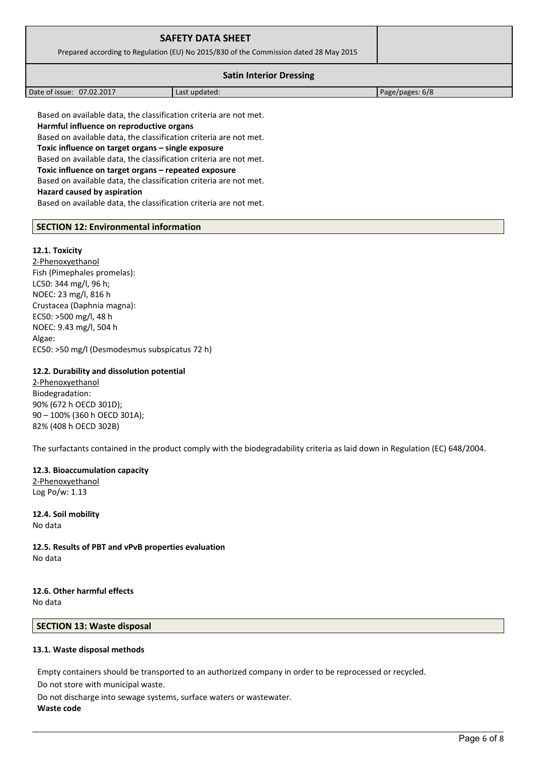Based on available data, the classification criteria are not met.

**Harmful influence on reproductive organs**

Based on available data, the classification criteria are not met.

**Toxic influence on target organs – single exposure**

Based on available data, the classification criteria are not met.

**Toxic influence on target organs – repeated exposure**

Based on available data, the classification criteria are not met.

**Hazard caused by aspiration**

Based on available data, the classification criteria are not met.

## SECTION 12: Environmental information

### 12.1. Toxicity

2-Phenoxyethanol

Fish (Pimephales promelas):
LC50: 344 mg/l, 96 h;
NOEC: 23 mg/l, 816 h

Crustacea (Daphnia magna):
EC50: >500 mg/l, 48 h
NOEC: 9.43 mg/l, 504 h

Algae:
EC50: >50 mg/l (Desmodesmus subspicatus 72 h)

### 12.2. Durability and dissolution potential

2-Phenoxyethanol

Biodegradation:
90% (672 h OECD 301D);
90 – 100% (360 h OECD 301A);
82% (408 h OECD 302B)

The surfactants contained in the product comply with the biodegradability criteria as laid down in Regulation (EC) 648/2004.

### 12.3. Bioaccumulation capacity

2-Phenoxyethanol

Log Po/w: 1.13

### 12.4. Soil mobility

No data

### 12.5. Results of PBT and vPvB properties evaluation

No data

### 12.6. Other harmful effects

No data

## SECTION 13: Waste disposal

### 13.1. Waste disposal methods

Empty containers should be transported to an authorized company in order to be reprocessed or recycled.

Do not store with municipal waste.

Do not discharge into sewage systems, surface waters or wastewater.

**Waste code**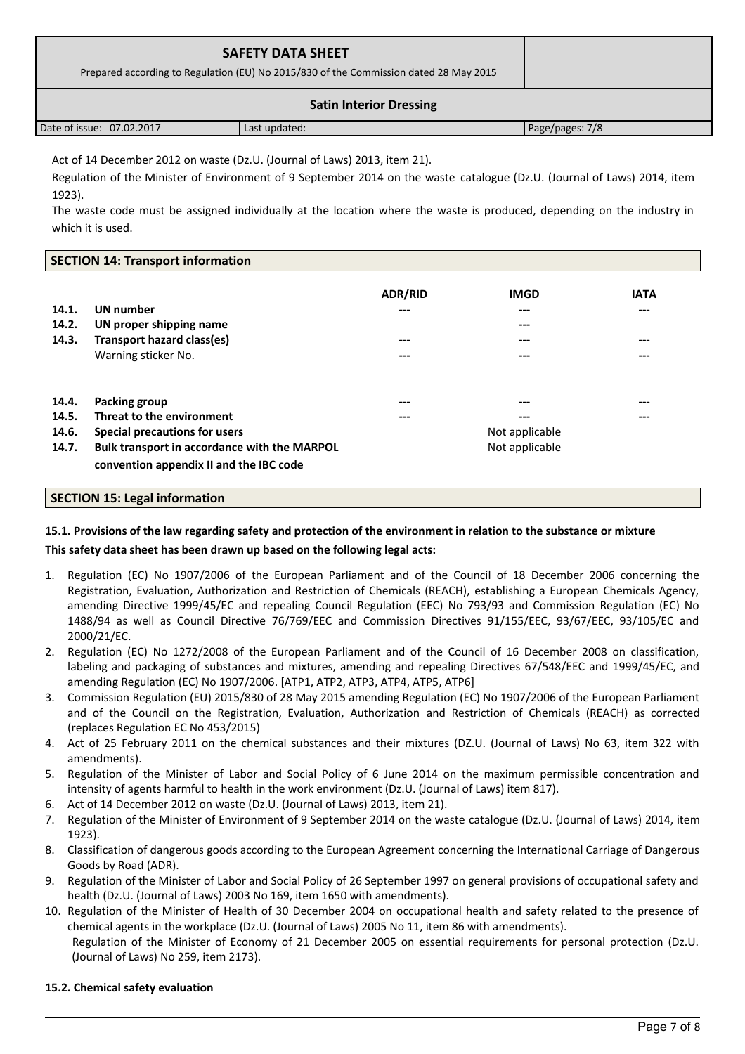Act of 14 December 2012 on waste (Dz.U. (Journal of Laws) 2013, item 21).

Regulation of the Minister of Environment of 9 September 2014 on the waste catalogue (Dz.U. (Journal of Laws) 2014, item 1923).

The waste code must be assigned individually at the location where the waste is produced, depending on the industry in which it is used.

## SECTION 14: Transport information

| | | ADR/RID | IMGD | IATA |
|---|---|---|---|---|
| **14.1.** | **UN number** | --- | --- | --- |
| **14.2.** | **UN proper shipping name** | | --- | |
| **14.3.** | **Transport hazard class(es)** | --- | --- | --- |
| | Warning sticker No. | --- | --- | --- |
| **14.4.** | **Packing group** | --- | --- | --- |
| **14.5.** | **Threat to the environment** | --- | --- | --- |
| **14.6.** | **Special precautions for users** | | Not applicable | |
| **14.7.** | **Bulk transport in accordance with the MARPOL convention appendix II and the IBC code** | | Not applicable | |

## SECTION 15: Legal information

**15.1. Provisions of the law regarding safety and protection of the environment in relation to the substance or mixture**

**This safety data sheet has been drawn up based on the following legal acts:**

1. Regulation (EC) No 1907/2006 of the European Parliament and of the Council of 18 December 2006 concerning the Registration, Evaluation, Authorization and Restriction of Chemicals (REACH), establishing a European Chemicals Agency, amending Directive 1999/45/EC and repealing Council Regulation (EEC) No 793/93 and Commission Regulation (EC) No 1488/94 as well as Council Directive 76/769/EEC and Commission Directives 91/155/EEC, 93/67/EEC, 93/105/EC and 2000/21/EC.
2. Regulation (EC) No 1272/2008 of the European Parliament and of the Council of 16 December 2008 on classification, labeling and packaging of substances and mixtures, amending and repealing Directives 67/548/EEC and 1999/45/EC, and amending Regulation (EC) No 1907/2006. [ATP1, ATP2, ATP3, ATP4, ATP5, ATP6]
3. Commission Regulation (EU) 2015/830 of 28 May 2015 amending Regulation (EC) No 1907/2006 of the European Parliament and of the Council on the Registration, Evaluation, Authorization and Restriction of Chemicals (REACH) as corrected (replaces Regulation EC No 453/2015)
4. Act of 25 February 2011 on the chemical substances and their mixtures (DZ.U. (Journal of Laws) No 63, item 322 with amendments).
5. Regulation of the Minister of Labor and Social Policy of 6 June 2014 on the maximum permissible concentration and intensity of agents harmful to health in the work environment (Dz.U. (Journal of Laws) item 817).
6. Act of 14 December 2012 on waste (Dz.U. (Journal of Laws) 2013, item 21).
7. Regulation of the Minister of Environment of 9 September 2014 on the waste catalogue (Dz.U. (Journal of Laws) 2014, item 1923).
8. Classification of dangerous goods according to the European Agreement concerning the International Carriage of Dangerous Goods by Road (ADR).
9. Regulation of the Minister of Labor and Social Policy of 26 September 1997 on general provisions of occupational safety and health (Dz.U. (Journal of Laws) 2003 No 169, item 1650 with amendments).
10. Regulation of the Minister of Health of 30 December 2004 on occupational health and safety related to the presence of chemical agents in the workplace (Dz.U. (Journal of Laws) 2005 No 11, item 86 with amendments).
    Regulation of the Minister of Economy of 21 December 2005 on essential requirements for personal protection (Dz.U. (Journal of Laws) No 259, item 2173).

**15.2. Chemical safety evaluation**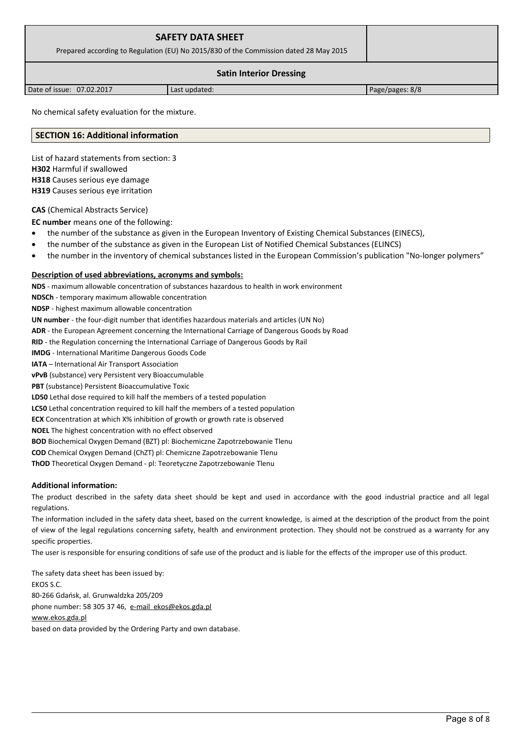No chemical safety evaluation for the mixture.

## SECTION 16: Additional information

List of hazard statements from section: 3
**H302** Harmful if swallowed
**H318** Causes serious eye damage
**H319** Causes serious eye irritation

**CAS** (Chemical Abstracts Service)

**EC number** means one of the following:

- the number of the substance as given in the European Inventory of Existing Chemical Substances (EINECS),
- the number of the substance as given in the European List of Notified Chemical Substances (ELINCS)
- the number in the inventory of chemical substances listed in the European Commission's publication "No-longer polymers"

**Description of used abbreviations, acronyms and symbols:**

**NDS** - maximum allowable concentration of substances hazardous to health in work environment
**NDSCh** - temporary maximum allowable concentration
**NDSP** - highest maximum allowable concentration
**UN number** - the four-digit number that identifies hazardous materials and articles (UN No)
**ADR** - the European Agreement concerning the International Carriage of Dangerous Goods by Road
**RID** - the Regulation concerning the International Carriage of Dangerous Goods by Rail
**IMDG** - International Maritime Dangerous Goods Code
**IATA** – International Air Transport Association
**vPvB** (substance) very Persistent very Bioaccumulable
**PBT** (substance) Persistent Bioaccumulative Toxic
**LD50** Lethal dose required to kill half the members of a tested population
**LC50** Lethal concentration required to kill half the members of a tested population
**ECX** Concentration at which X% inhibition of growth or growth rate is observed
**NOEL** The highest concentration with no effect observed
**BOD** Biochemical Oxygen Demand (BZT) pl: Biochemiczne Zapotrzebowanie Tlenu
**COD** Chemical Oxygen Demand (ChZT) pl: Chemiczne Zapotrzebowanie Tlenu
**ThOD** Theoretical Oxygen Demand - pl: Teoretyczne Zapotrzebowanie Tlenu

**Additional information:**

The product described in the safety data sheet should be kept and used in accordance with the good industrial practice and all legal regulations.

The information included in the safety data sheet, based on the current knowledge, is aimed at the description of the product from the point of view of the legal regulations concerning safety, health and environment protection. They should not be construed as a warranty for any specific properties.

The user is responsible for ensuring conditions of safe use of the product and is liable for the effects of the improper use of this product.

The safety data sheet has been issued by:
EKOS S.C.
80-266 Gdańsk, al. Grunwaldzka 205/209
phone number: 58 305 37 46, e-mail ekos@ekos.gda.pl
www.ekos.gda.pl
based on data provided by the Ordering Party and own database.